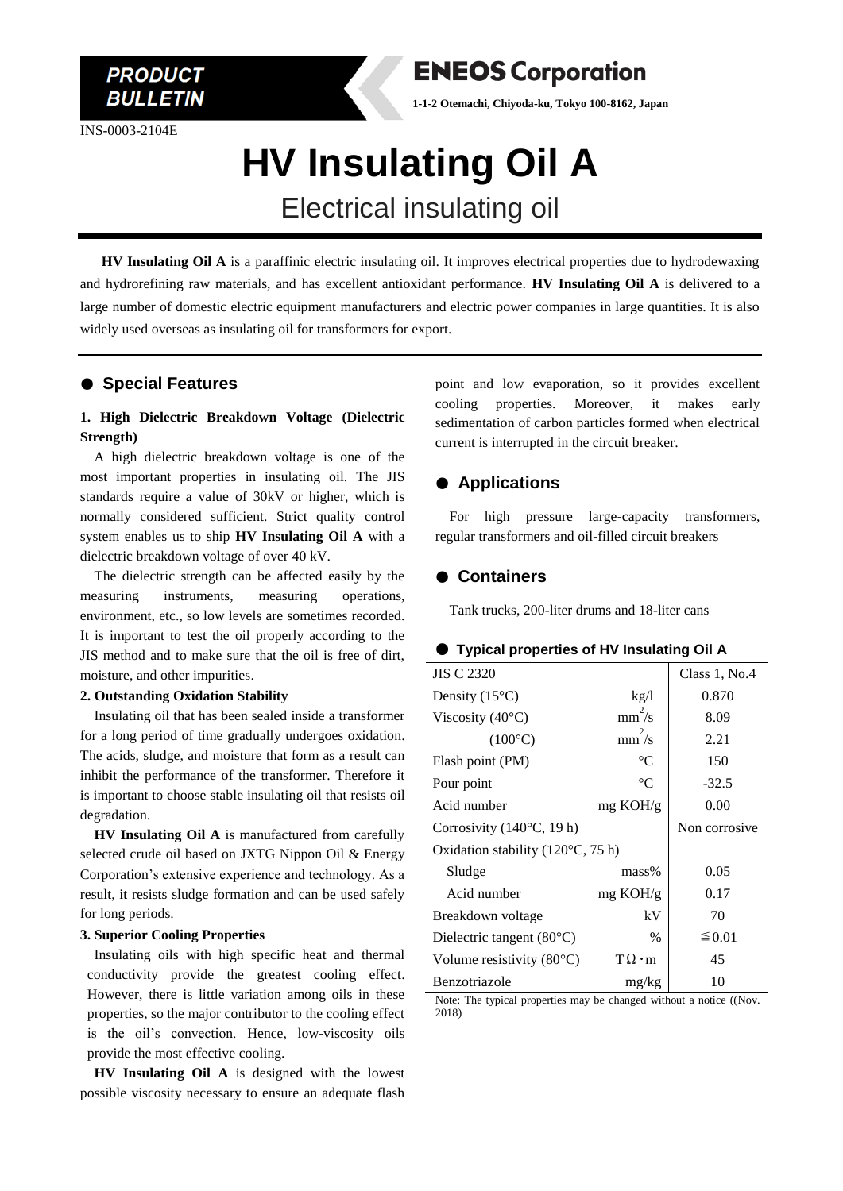**PRODUCT BULLETIN**

INS-0003-2104E

**ENEOS Corporation**

1-1-2 Otemachi, Chiyoda-ku, Tokyo 100-8162, Japan

# HV Insulating Oil A

## Electrical insulating oil

**HV Insulating Oil A** is a paraffinic electric insulating oil. It improves electrical properties due to hydrodewaxing and hydrorefining raw materials, and has excellent antioxidant performance. **HV Insulating Oil A** is delivered to a large number of domestic electric equipment manufacturers and electric power companies in large quantities. It is also widely used overseas as insulating oil for transformers for export.

## ● Special Features

### 1. High Dielectric Breakdown Voltage (Dielectric Strength)

A high dielectric breakdown voltage is one of the most important properties in insulating oil. The JIS standards require a value of 30kV or higher, which is normally considered sufficient. Strict quality control system enables us to ship **HV Insulating Oil A** with a dielectric breakdown voltage of over 40 kV.

The dielectric strength can be affected easily by the measuring instruments, measuring operations, environment, etc., so low levels are sometimes recorded. It is important to test the oil properly according to the JIS method and to make sure that the oil is free of dirt, moisture, and other impurities.

### 2. Outstanding Oxidation Stability

Insulating oil that has been sealed inside a transformer for a long period of time gradually undergoes oxidation. The acids, sludge, and moisture that form as a result can inhibit the performance of the transformer. Therefore it is important to choose stable insulating oil that resists oil degradation.

**HV Insulating Oil A** is manufactured from carefully selected crude oil based on JXTG Nippon Oil & Energy Corporation's extensive experience and technology. As a result, it resists sludge formation and can be used safely for long periods.

### 3. Superior Cooling Properties

Insulating oils with high specific heat and thermal conductivity provide the greatest cooling effect. However, there is little variation among oils in these properties, so the major contributor to the cooling effect is the oil's convection. Hence, low-viscosity oils provide the most effective cooling.

**HV Insulating Oil A** is designed with the lowest possible viscosity necessary to ensure an adequate flash point and low evaporation, so it provides excellent cooling properties. Moreover, it makes early sedimentation of carbon particles formed when electrical current is interrupted in the circuit breaker.

## ● Applications

For high pressure large-capacity transformers, regular transformers and oil-filled circuit breakers

## ● Containers

Tank trucks, 200-liter drums and 18-liter cans

## ● Typical properties of HV Insulating Oil A

| JIS C 2320 | | Class 1, No.4 |
|---|---|---|
| Density (15°C) | kg/l | 0.870 |
| Viscosity (40°C) | $mm^2/s$ | 8.09 |
| (100°C) | $mm^2/s$ | 2.21 |
| Flash point (PM) | °C | 150 |
| Pour point | °C | -32.5 |
| Acid number | mg KOH/g | 0.00 |
| Corrosivity (140°C, 19 h) | | Non corrosive |
| Oxidation stability (120°C, 75 h) | | |
| Sludge | mass% | 0.05 |
| Acid number | mg KOH/g | 0.17 |
| Breakdown voltage | kV | 70 |
| Dielectric tangent (80°C) | % | ≦0.01 |
| Volume resistivity (80°C) | TΩ·m | 45 |
| Benzotriazole | mg/kg | 10 |

Note: The typical properties may be changed without a notice ((Nov. 2018)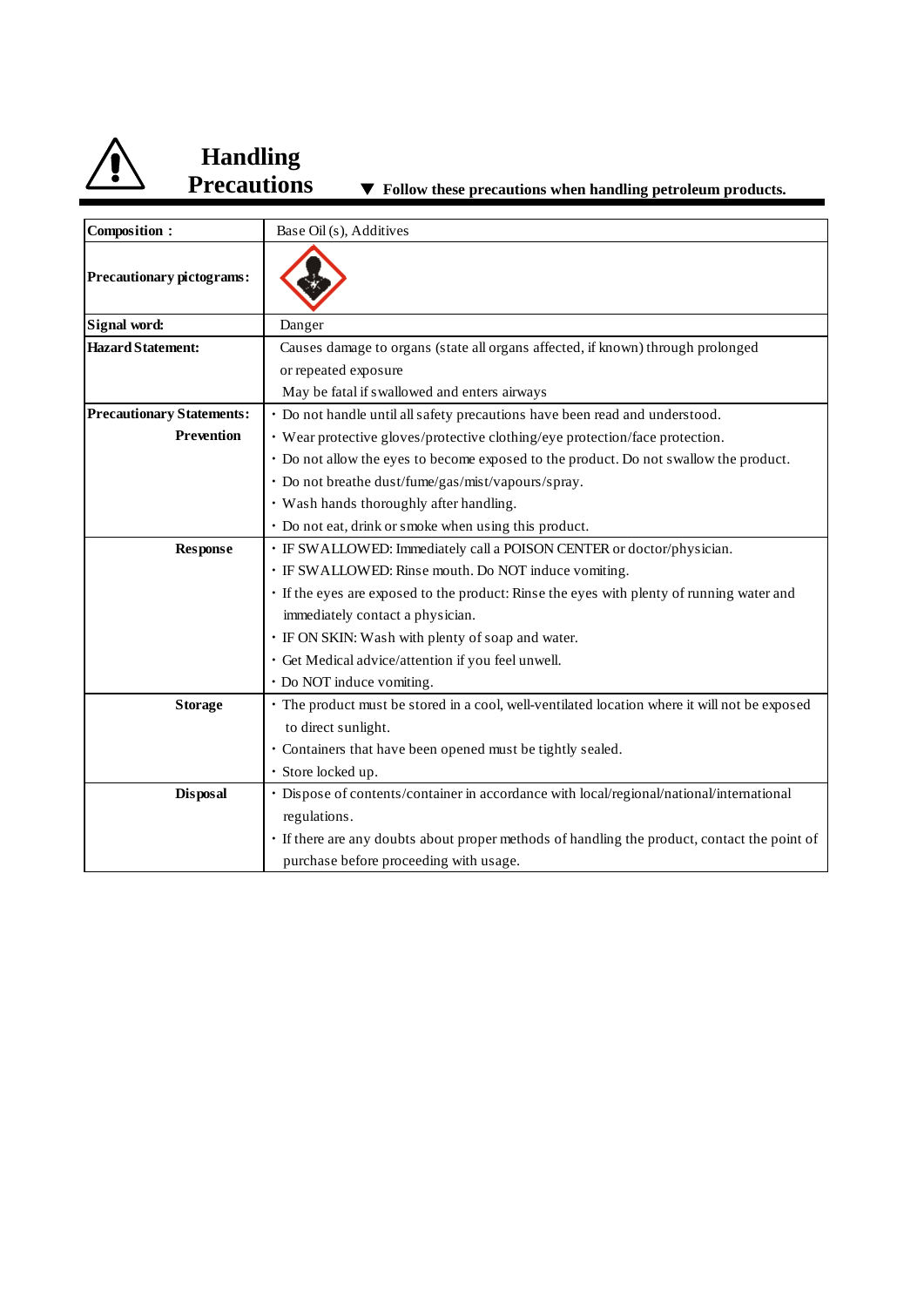# Handling Precautions

▼ **Follow these precautions when handling petroleum products.**

| | |
|---|---|
| **Composition :** | Base Oil (s), Additives |
| **Precautionary pictograms:** | |
| **Signal word:** | Danger |
| **Hazard Statement:** | Causes damage to organs (state all organs affected, if known) through prolonged or repeated exposure<br>May be fatal if swallowed and enters airways |
| **Precautionary Statements:**<br>**Prevention** | ・Do not handle until all safety precautions have been read and understood.<br>・Wear protective gloves/protective clothing/eye protection/face protection.<br>・Do not allow the eyes to become exposed to the product. Do not swallow the product.<br>・Do not breathe dust/fume/gas/mist/vapours/spray.<br>・Wash hands thoroughly after handling.<br>・Do not eat, drink or smoke when using this product. |
| **Response** | ・IF SWALLOWED: Immediately call a POISON CENTER or doctor/physician.<br>・IF SWALLOWED: Rinse mouth. Do NOT induce vomiting.<br>・If the eyes are exposed to the product: Rinse the eyes with plenty of running water and immediately contact a physician.<br>・IF ON SKIN: Wash with plenty of soap and water.<br>・Get Medical advice/attention if you feel unwell.<br>・Do NOT induce vomiting. |
| **Storage** | ・The product must be stored in a cool, well-ventilated location where it will not be exposed to direct sunlight.<br>・Containers that have been opened must be tightly sealed.<br>・Store locked up. |
| **Disposal** | ・Dispose of contents/container in accordance with local/regional/national/international regulations.<br>・If there are any doubts about proper methods of handling the product, contact the point of purchase before proceeding with usage. |